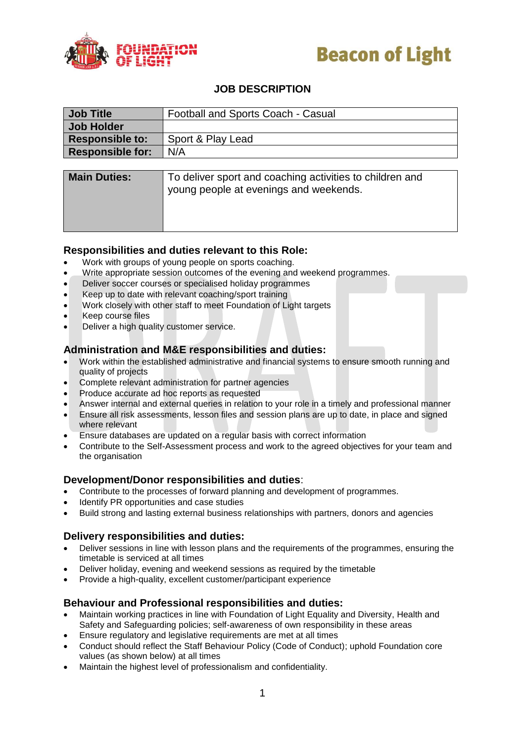# JOB DESCRIPTION

| Job Title | Football and Sports Coach - Casual |
|---|---|
| Job Holder | |
| Responsible to: | Sport & Play Lead |
| Responsible for: | N/A |

| Main Duties: | To deliver sport and coaching activities to children and young people at evenings and weekends. |
|---|---|

## Responsibilities and duties relevant to this Role:

- Work with groups of young people on sports coaching.
- Write appropriate session outcomes of the evening and weekend programmes.
- Deliver soccer courses or specialised holiday programmes
- Keep up to date with relevant coaching/sport training
- Work closely with other staff to meet Foundation of Light targets
- Keep course files
- Deliver a high quality customer service.

## Administration and M&E responsibilities and duties:

- Work within the established administrative and financial systems to ensure smooth running and quality of projects
- Complete relevant administration for partner agencies
- Produce accurate ad hoc reports as requested
- Answer internal and external queries in relation to your role in a timely and professional manner
- Ensure all risk assessments, lesson files and session plans are up to date, in place and signed where relevant
- Ensure databases are updated on a regular basis with correct information
- Contribute to the Self-Assessment process and work to the agreed objectives for your team and the organisation

## Development/Donor responsibilities and duties:

- Contribute to the processes of forward planning and development of programmes.
- Identify PR opportunities and case studies
- Build strong and lasting external business relationships with partners, donors and agencies

## Delivery responsibilities and duties:

- Deliver sessions in line with lesson plans and the requirements of the programmes, ensuring the timetable is serviced at all times
- Deliver holiday, evening and weekend sessions as required by the timetable
- Provide a high-quality, excellent customer/participant experience

## Behaviour and Professional responsibilities and duties:

- Maintain working practices in line with Foundation of Light Equality and Diversity, Health and Safety and Safeguarding policies; self-awareness of own responsibility in these areas
- Ensure regulatory and legislative requirements are met at all times
- Conduct should reflect the Staff Behaviour Policy (Code of Conduct); uphold Foundation core values (as shown below) at all times
- Maintain the highest level of professionalism and confidentiality.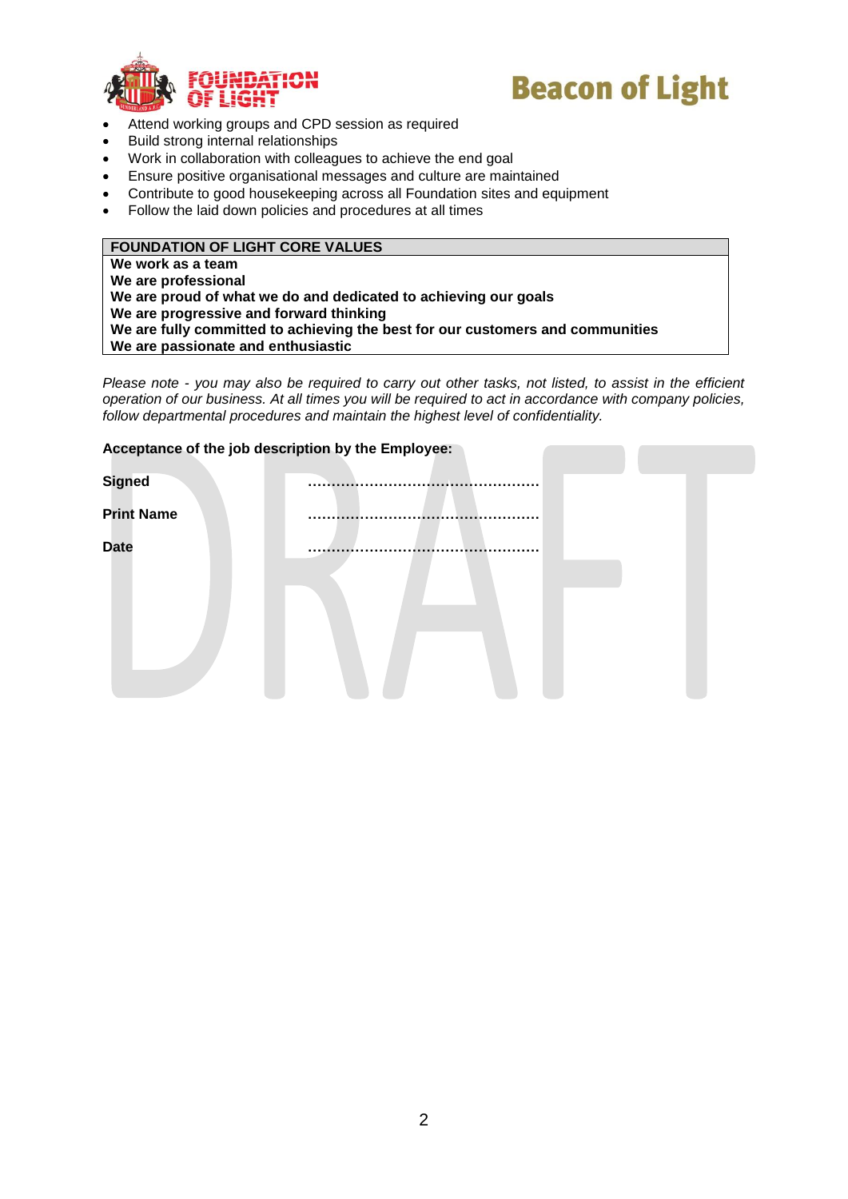- Attend working groups and CPD session as required
- Build strong internal relationships
- Work in collaboration with colleagues to achieve the end goal
- Ensure positive organisational messages and culture are maintained
- Contribute to good housekeeping across all Foundation sites and equipment
- Follow the laid down policies and procedures at all times

| FOUNDATION OF LIGHT CORE VALUES |
| --- |
| **We work as a team** |
| **We are professional** |
| **We are proud of what we do and dedicated to achieving our goals** |
| **We are progressive and forward thinking** |
| **We are fully committed to achieving the best for our customers and communities** |
| **We are passionate and enthusiastic** |

*Please note - you may also be required to carry out other tasks, not listed, to assist in the efficient operation of our business. At all times you will be required to act in accordance with company policies, follow departmental procedures and maintain the highest level of confidentiality.*

**Acceptance of the job description by the Employee:**

**Signed** ………………………………………….

**Print Name** ………………………………………….

**Date** ………………………………………….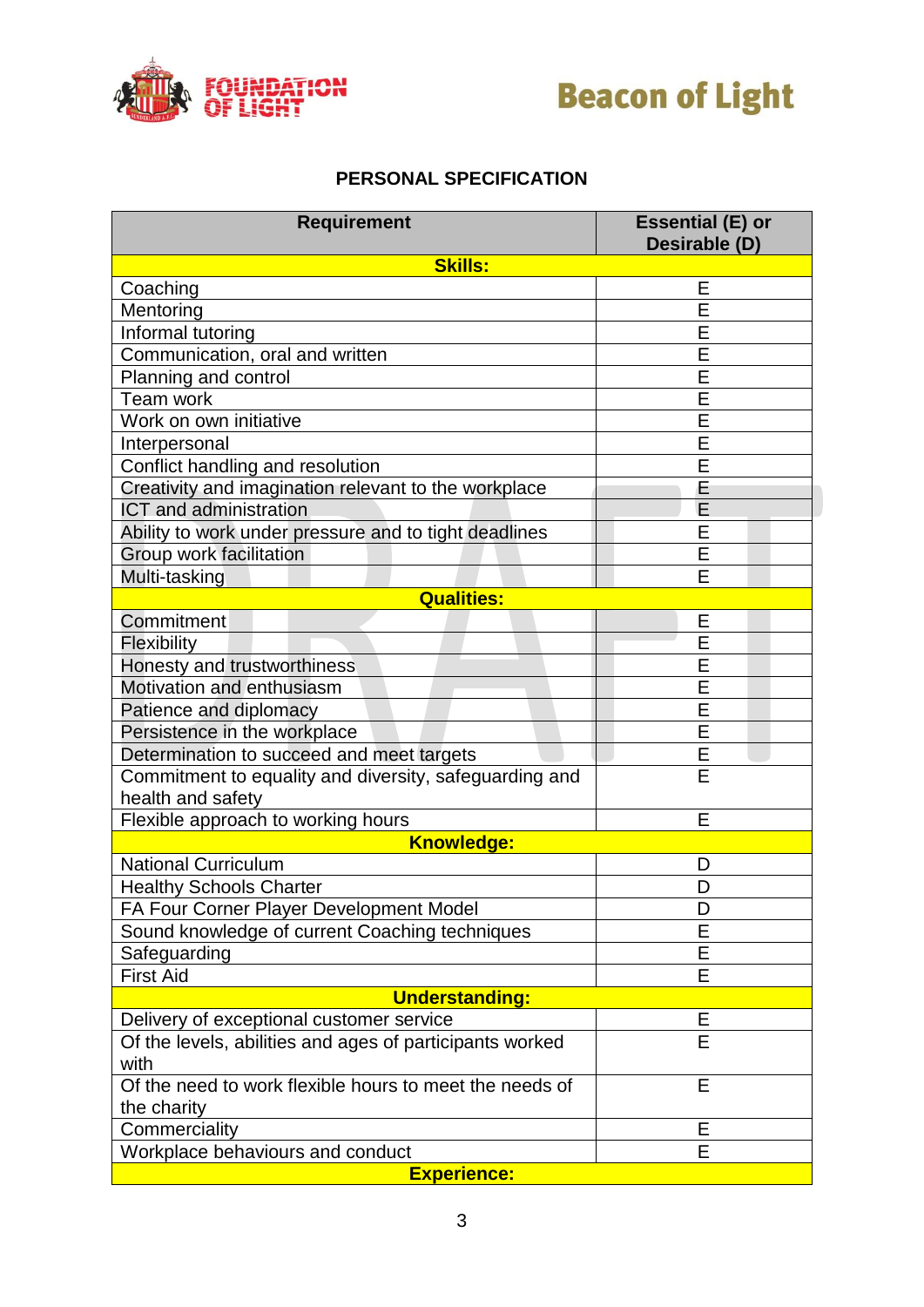## PERSONAL SPECIFICATION

| Requirement | Essential (E) or Desirable (D) |
| --- | --- |
| **Skills:** | |
| Coaching | E |
| Mentoring | E |
| Informal tutoring | E |
| Communication, oral and written | E |
| Planning and control | E |
| Team work | E |
| Work on own initiative | E |
| Interpersonal | E |
| Conflict handling and resolution | E |
| Creativity and imagination relevant to the workplace | E |
| ICT and administration | E |
| Ability to work under pressure and to tight deadlines | E |
| Group work facilitation | E |
| Multi-tasking | E |
| **Qualities:** | |
| Commitment | E |
| Flexibility | E |
| Honesty and trustworthiness | E |
| Motivation and enthusiasm | E |
| Patience and diplomacy | E |
| Persistence in the workplace | E |
| Determination to succeed and meet targets | E |
| Commitment to equality and diversity, safeguarding and health and safety | E |
| Flexible approach to working hours | E |
| **Knowledge:** | |
| National Curriculum | D |
| Healthy Schools Charter | D |
| FA Four Corner Player Development Model | D |
| Sound knowledge of current Coaching techniques | E |
| Safeguarding | E |
| First Aid | E |
| **Understanding:** | |
| Delivery of exceptional customer service | E |
| Of the levels, abilities and ages of participants worked with | E |
| Of the need to work flexible hours to meet the needs of the charity | E |
| Commerciality | E |
| Workplace behaviours and conduct | E |
| **Experience:** | |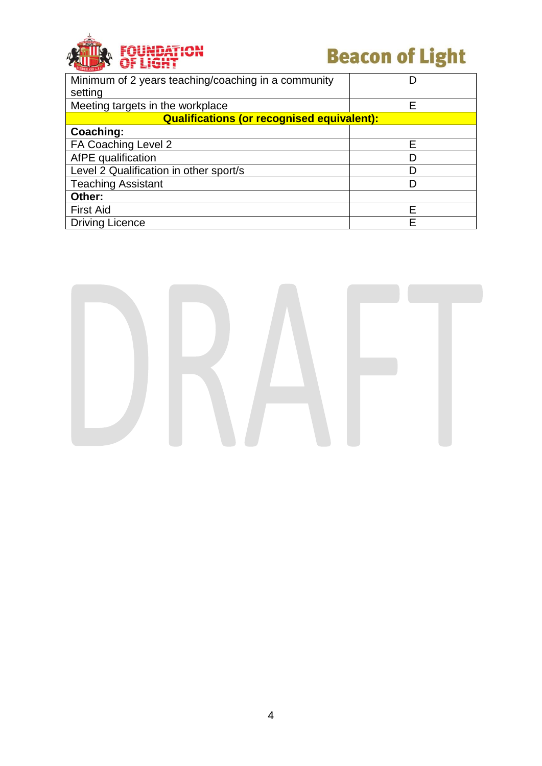| | |
|---|---|
| Minimum of 2 years teaching/coaching in a community setting | D |
| Meeting targets in the workplace | E |
| **Qualifications (or recognised equivalent):** | |
| **Coaching:** | |
| FA Coaching Level 2 | E |
| AfPE qualification | D |
| Level 2 Qualification in other sport/s | D |
| Teaching Assistant | D |
| **Other:** | |
| First Aid | E |
| Driving Licence | E |

DRAFT